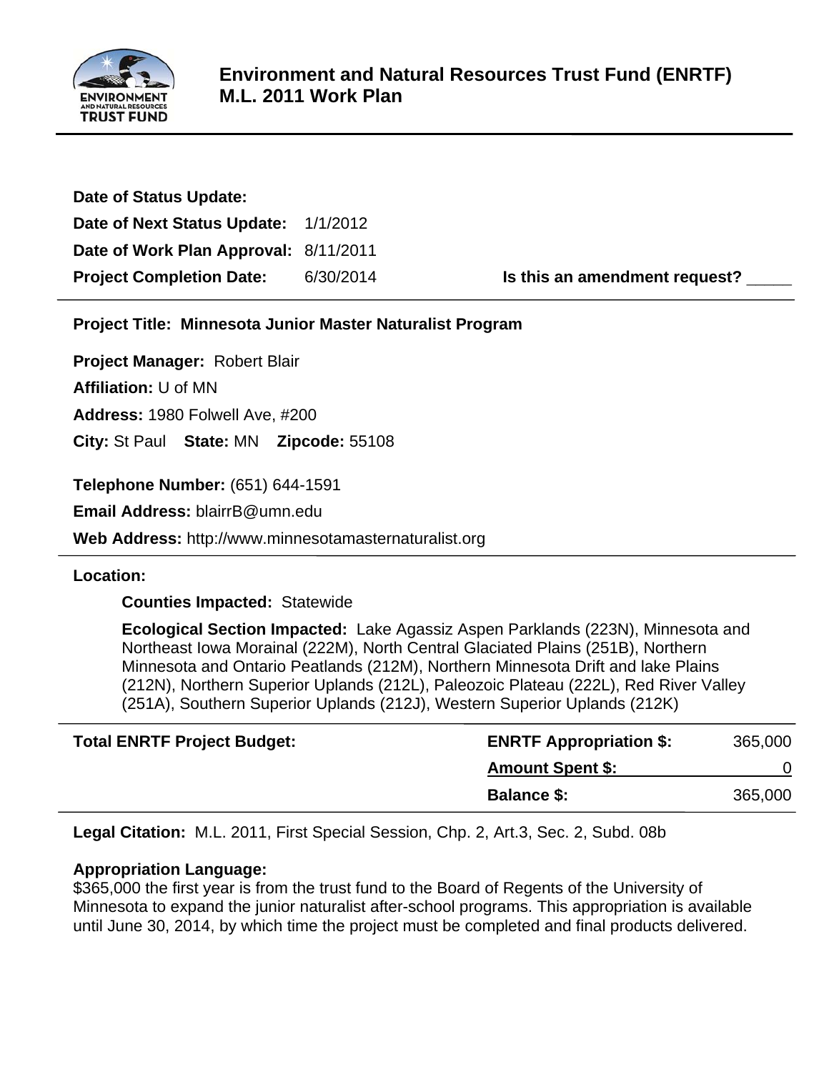# Environment and Natural Resources Trust Fund (ENRTF) M.L. 2011 Work Plan

**Date of Status Update:**

**Date of Next Status Update:** 1/1/2012

**Date of Work Plan Approval:** 8/11/2011

**Project Completion Date:** 6/30/2014 **Is this an amendment request?** _____

**Project Title: Minnesota Junior Master Naturalist Program**

**Project Manager:** Robert Blair

**Affiliation:** U of MN

**Address:** 1980 Folwell Ave, #200

**City:** St Paul **State:** MN **Zipcode:** 55108

**Telephone Number:** (651) 644-1591

**Email Address:** blairrB@umn.edu

**Web Address:** http://www.minnesotamasternaturalist.org

**Location:**

**Counties Impacted:** Statewide

**Ecological Section Impacted:** Lake Agassiz Aspen Parklands (223N), Minnesota and Northeast Iowa Morainal (222M), North Central Glaciated Plains (251B), Northern Minnesota and Ontario Peatlands (212M), Northern Minnesota Drift and lake Plains (212N), Northern Superior Uplands (212L), Paleozoic Plateau (222L), Red River Valley (251A), Southern Superior Uplands (212J), Western Superior Uplands (212K)

| Total ENRTF Project Budget: | ENRTF Appropriation $: | 365,000 |
|---|---|---|
| | Amount Spent $: | 0 |
| | Balance $: | 365,000 |

**Legal Citation:** M.L. 2011, First Special Session, Chp. 2, Art.3, Sec. 2, Subd. 08b

**Appropriation Language:**
$365,000 the first year is from the trust fund to the Board of Regents of the University of Minnesota to expand the junior naturalist after-school programs. This appropriation is available until June 30, 2014, by which time the project must be completed and final products delivered.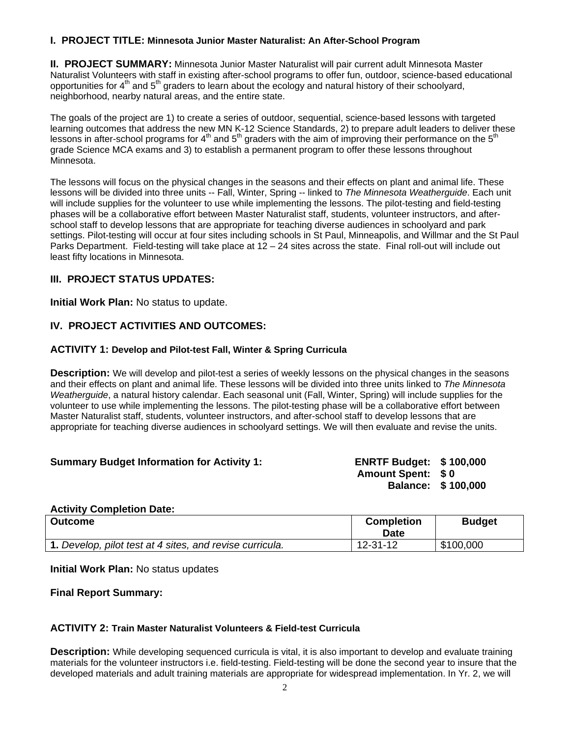**I. PROJECT TITLE: Minnesota Junior Master Naturalist: An After-School Program**

**II. PROJECT SUMMARY:** Minnesota Junior Master Naturalist will pair current adult Minnesota Master Naturalist Volunteers with staff in existing after-school programs to offer fun, outdoor, science-based educational opportunities for 4th and 5th graders to learn about the ecology and natural history of their schoolyard, neighborhood, nearby natural areas, and the entire state.

The goals of the project are 1) to create a series of outdoor, sequential, science-based lessons with targeted learning outcomes that address the new MN K-12 Science Standards, 2) to prepare adult leaders to deliver these lessons in after-school programs for 4th and 5th graders with the aim of improving their performance on the 5th grade Science MCA exams and 3) to establish a permanent program to offer these lessons throughout Minnesota.

The lessons will focus on the physical changes in the seasons and their effects on plant and animal life. These lessons will be divided into three units -- Fall, Winter, Spring -- linked to *The Minnesota Weatherguide*. Each unit will include supplies for the volunteer to use while implementing the lessons. The pilot-testing and field-testing phases will be a collaborative effort between Master Naturalist staff, students, volunteer instructors, and after-school staff to develop lessons that are appropriate for teaching diverse audiences in schoolyard and park settings. Pilot-testing will occur at four sites including schools in St Paul, Minneapolis, and Willmar and the St Paul Parks Department. Field-testing will take place at 12 – 24 sites across the state. Final roll-out will include out least fifty locations in Minnesota.

**III. PROJECT STATUS UPDATES:**

**Initial Work Plan:** No status to update.

**IV. PROJECT ACTIVITIES AND OUTCOMES:**

**ACTIVITY 1: Develop and Pilot-test Fall, Winter & Spring Curricula**

**Description:** We will develop and pilot-test a series of weekly lessons on the physical changes in the seasons and their effects on plant and animal life. These lessons will be divided into three units linked to *The Minnesota Weatherguide*, a natural history calendar. Each seasonal unit (Fall, Winter, Spring) will include supplies for the volunteer to use while implementing the lessons. The pilot-testing phase will be a collaborative effort between Master Naturalist staff, students, volunteer instructors, and after-school staff to develop lessons that are appropriate for teaching diverse audiences in schoolyard settings. We will then evaluate and revise the units.

**Summary Budget Information for Activity 1:**

**ENRTF Budget: $ 100,000**
**Amount Spent: $ 0**
**Balance: $ 100,000**

**Activity Completion Date:**

| Outcome | Completion Date | Budget |
|---|---|---|
| **1.** *Develop, pilot test at 4 sites, and revise curricula.* | 12-31-12 | $100,000 |

**Initial Work Plan:** No status updates

**Final Report Summary:**

**ACTIVITY 2: Train Master Naturalist Volunteers & Field-test Curricula**

**Description:** While developing sequenced curricula is vital, it is also important to develop and evaluate training materials for the volunteer instructors i.e. field-testing. Field-testing will be done the second year to insure that the developed materials and adult training materials are appropriate for widespread implementation. In Yr. 2, we will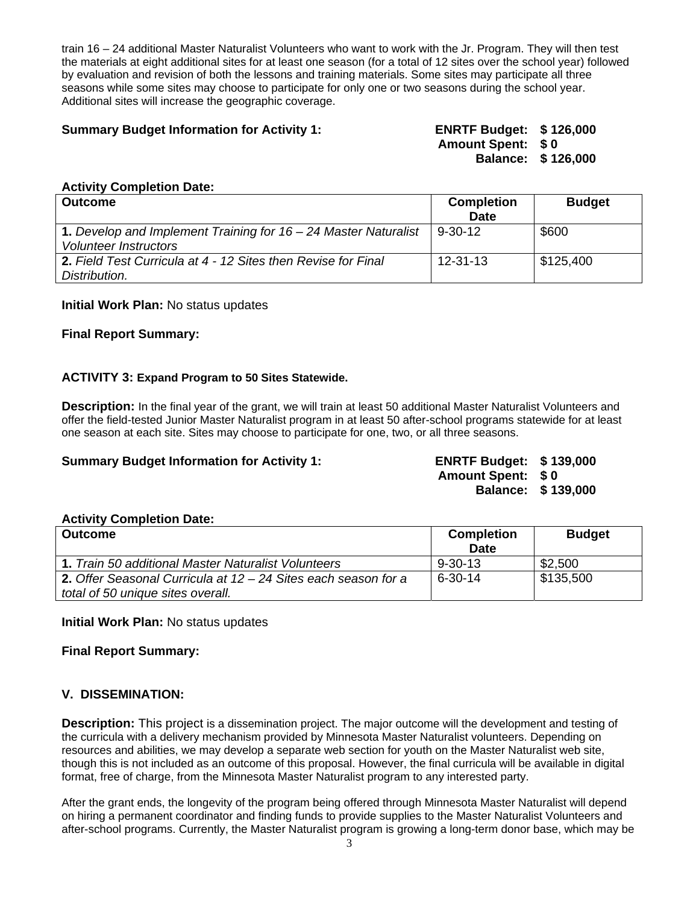train 16 – 24 additional Master Naturalist Volunteers who want to work with the Jr. Program. They will then test the materials at eight additional sites for at least one season (for a total of 12 sites over the school year) followed by evaluation and revision of both the lessons and training materials. Some sites may participate all three seasons while some sites may choose to participate for only one or two seasons during the school year. Additional sites will increase the geographic coverage.

**Summary Budget Information for Activity 1:**

**ENRTF Budget: $ 126,000**
**Amount Spent: $ 0**
**Balance: $ 126,000**

**Activity Completion Date:**

| Outcome | Completion Date | Budget |
|---|---|---|
| **1.** *Develop and Implement Training for 16 – 24 Master Naturalist Volunteer Instructors* | 9-30-12 | $600 |
| **2.** *Field Test Curricula at 4 - 12 Sites then Revise for Final Distribution.* | 12-31-13 | $125,400 |

**Initial Work Plan:** No status updates

**Final Report Summary:**

**ACTIVITY 3: Expand Program to 50 Sites Statewide.**

**Description:** In the final year of the grant, we will train at least 50 additional Master Naturalist Volunteers and offer the field-tested Junior Master Naturalist program in at least 50 after-school programs statewide for at least one season at each site. Sites may choose to participate for one, two, or all three seasons.

**Summary Budget Information for Activity 1:**

**ENRTF Budget: $ 139,000**
**Amount Spent: $ 0**
**Balance: $ 139,000**

**Activity Completion Date:**

| Outcome | Completion Date | Budget |
|---|---|---|
| **1.** *Train 50 additional Master Naturalist Volunteers* | 9-30-13 | $2,500 |
| **2.** *Offer Seasonal Curricula at 12 – 24 Sites each season for a total of 50 unique sites overall.* | 6-30-14 | $135,500 |

**Initial Work Plan:** No status updates

**Final Report Summary:**

## V. DISSEMINATION:

**Description:** This project is a dissemination project. The major outcome will the development and testing of the curricula with a delivery mechanism provided by Minnesota Master Naturalist volunteers. Depending on resources and abilities, we may develop a separate web section for youth on the Master Naturalist web site, though this is not included as an outcome of this proposal. However, the final curricula will be available in digital format, free of charge, from the Minnesota Master Naturalist program to any interested party.

After the grant ends, the longevity of the program being offered through Minnesota Master Naturalist will depend on hiring a permanent coordinator and finding funds to provide supplies to the Master Naturalist Volunteers and after-school programs. Currently, the Master Naturalist program is growing a long-term donor base, which may be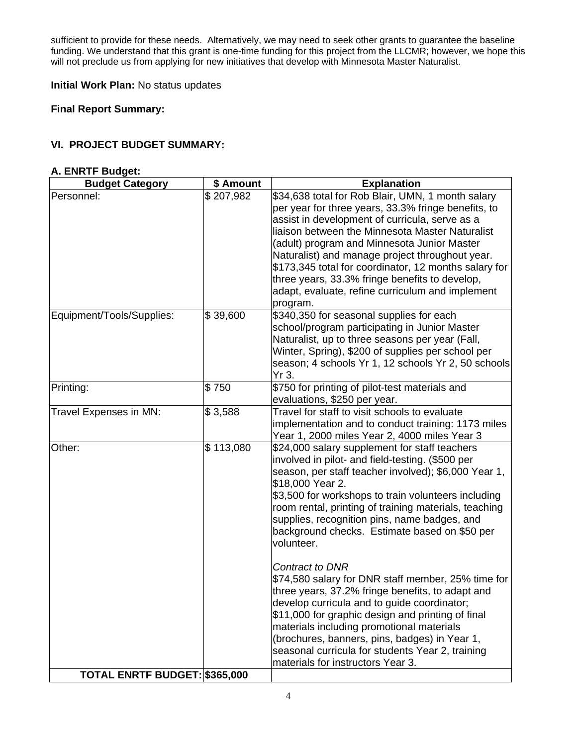sufficient to provide for these needs. Alternatively, we may need to seek other grants to guarantee the baseline funding. We understand that this grant is one-time funding for this project from the LLCMR; however, we hope this will not preclude us from applying for new initiatives that develop with Minnesota Master Naturalist.

**Initial Work Plan:** No status updates

**Final Report Summary:**

## VI. PROJECT BUDGET SUMMARY:

**A. ENRTF Budget:**

| Budget Category | $ Amount | Explanation |
|---|---|---|
| Personnel: | $ 207,982 | $34,638 total for Rob Blair, UMN, 1 month salary per year for three years, 33.3% fringe benefits, to assist in development of curricula, serve as a liaison between the Minnesota Master Naturalist (adult) program and Minnesota Junior Master Naturalist) and manage project throughout year. $173,345 total for coordinator, 12 months salary for three years, 33.3% fringe benefits to develop, adapt, evaluate, refine curriculum and implement program. |
| Equipment/Tools/Supplies: | $ 39,600 | $340,350 for seasonal supplies for each school/program participating in Junior Master Naturalist, up to three seasons per year (Fall, Winter, Spring), $200 of supplies per school per season; 4 schools Yr 1, 12 schools Yr 2, 50 schools Yr 3. |
| Printing: | $ 750 | $750 for printing of pilot-test materials and evaluations, $250 per year. |
| Travel Expenses in MN: | $ 3,588 | Travel for staff to visit schools to evaluate implementation and to conduct training: 1173 miles Year 1, 2000 miles Year 2, 4000 miles Year 3 |
| Other: | $ 113,080 | $24,000 salary supplement for staff teachers involved in pilot- and field-testing. ($500 per season, per staff teacher involved); $6,000 Year 1, $18,000 Year 2.<br>$3,500 for workshops to train volunteers including room rental, printing of training materials, teaching supplies, recognition pins, name badges, and background checks. Estimate based on $50 per volunteer.<br><br>*Contract to DNR*<br>$74,580 salary for DNR staff member, 25% time for three years, 37.2% fringe benefits, to adapt and develop curricula and to guide coordinator;<br>$11,000 for graphic design and printing of final materials including promotional materials (brochures, banners, pins, badges) in Year 1, seasonal curricula for students Year 2, training materials for instructors Year 3. |
| **TOTAL ENRTF BUDGET:** | **$365,000** | |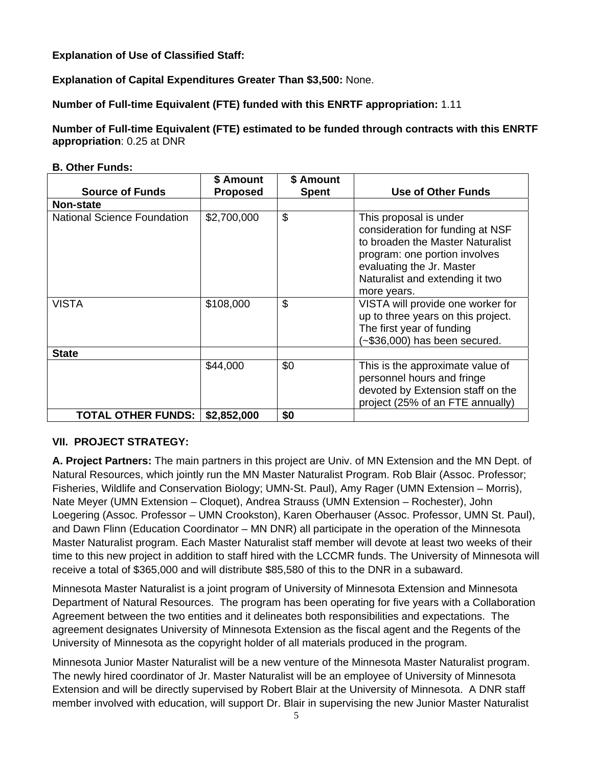**Explanation of Use of Classified Staff:**

**Explanation of Capital Expenditures Greater Than $3,500:** None.

**Number of Full-time Equivalent (FTE) funded with this ENRTF appropriation:** 1.11

**Number of Full-time Equivalent (FTE) estimated to be funded through contracts with this ENRTF appropriation**: 0.25 at DNR

**B. Other Funds:**

| Source of Funds | $ Amount Proposed | $ Amount Spent | Use of Other Funds |
|---|---|---|---|
| **Non-state** | | | |
| National Science Foundation | $2,700,000 | $ | This proposal is under consideration for funding at NSF to broaden the Master Naturalist program: one portion involves evaluating the Jr. Master Naturalist and extending it two more years. |
| VISTA | $108,000 | $ | VISTA will provide one worker for up to three years on this project. The first year of funding (~$36,000) has been secured. |
| **State** | | | |
| | $44,000 | $0 | This is the approximate value of personnel hours and fringe devoted by Extension staff on the project (25% of an FTE annually) |
| **TOTAL OTHER FUNDS:** | **$2,852,000** | **$0** | |

## VII. PROJECT STRATEGY:

**A. Project Partners:** The main partners in this project are Univ. of MN Extension and the MN Dept. of Natural Resources, which jointly run the MN Master Naturalist Program. Rob Blair (Assoc. Professor; Fisheries, Wildlife and Conservation Biology; UMN-St. Paul), Amy Rager (UMN Extension – Morris), Nate Meyer (UMN Extension – Cloquet), Andrea Strauss (UMN Extension – Rochester), John Loegering (Assoc. Professor – UMN Crookston), Karen Oberhauser (Assoc. Professor, UMN St. Paul), and Dawn Flinn (Education Coordinator – MN DNR) all participate in the operation of the Minnesota Master Naturalist program. Each Master Naturalist staff member will devote at least two weeks of their time to this new project in addition to staff hired with the LCCMR funds. The University of Minnesota will receive a total of $365,000 and will distribute $85,580 of this to the DNR in a subaward.

Minnesota Master Naturalist is a joint program of University of Minnesota Extension and Minnesota Department of Natural Resources. The program has been operating for five years with a Collaboration Agreement between the two entities and it delineates both responsibilities and expectations. The agreement designates University of Minnesota Extension as the fiscal agent and the Regents of the University of Minnesota as the copyright holder of all materials produced in the program.

Minnesota Junior Master Naturalist will be a new venture of the Minnesota Master Naturalist program. The newly hired coordinator of Jr. Master Naturalist will be an employee of University of Minnesota Extension and will be directly supervised by Robert Blair at the University of Minnesota. A DNR staff member involved with education, will support Dr. Blair in supervising the new Junior Master Naturalist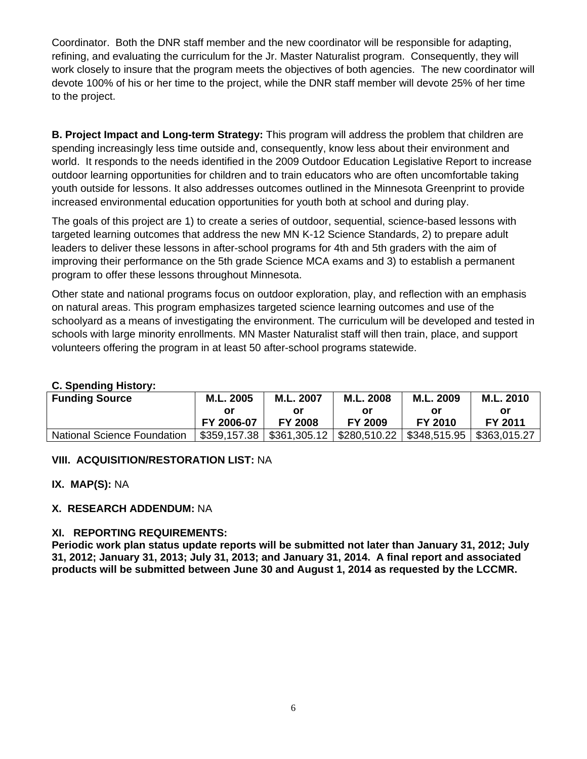Coordinator. Both the DNR staff member and the new coordinator will be responsible for adapting, refining, and evaluating the curriculum for the Jr. Master Naturalist program. Consequently, they will work closely to insure that the program meets the objectives of both agencies. The new coordinator will devote 100% of his or her time to the project, while the DNR staff member will devote 25% of her time to the project.

**B. Project Impact and Long-term Strategy:** This program will address the problem that children are spending increasingly less time outside and, consequently, know less about their environment and world. It responds to the needs identified in the 2009 Outdoor Education Legislative Report to increase outdoor learning opportunities for children and to train educators who are often uncomfortable taking youth outside for lessons. It also addresses outcomes outlined in the Minnesota Greenprint to provide increased environmental education opportunities for youth both at school and during play.

The goals of this project are 1) to create a series of outdoor, sequential, science-based lessons with targeted learning outcomes that address the new MN K-12 Science Standards, 2) to prepare adult leaders to deliver these lessons in after-school programs for 4th and 5th graders with the aim of improving their performance on the 5th grade Science MCA exams and 3) to establish a permanent program to offer these lessons throughout Minnesota.

Other state and national programs focus on outdoor exploration, play, and reflection with an emphasis on natural areas. This program emphasizes targeted science learning outcomes and use of the schoolyard as a means of investigating the environment. The curriculum will be developed and tested in schools with large minority enrollments. MN Master Naturalist staff will then train, place, and support volunteers offering the program in at least 50 after-school programs statewide.

**C. Spending History:**

| Funding Source | M.L. 2005 or FY 2006-07 | M.L. 2007 or FY 2008 | M.L. 2008 or FY 2009 | M.L. 2009 or FY 2010 | M.L. 2010 or FY 2011 |
|---|---|---|---|---|---|
| National Science Foundation | $359,157.38 | $361,305.12 | $280,510.22 | $348,515.95 | $363,015.27 |

**VIII. ACQUISITION/RESTORATION LIST:** NA

**IX. MAP(S):** NA

**X. RESEARCH ADDENDUM:** NA

**XI. REPORTING REQUIREMENTS:**
**Periodic work plan status update reports will be submitted not later than January 31, 2012; July 31, 2012; January 31, 2013; July 31, 2013; and January 31, 2014. A final report and associated products will be submitted between June 30 and August 1, 2014 as requested by the LCCMR.**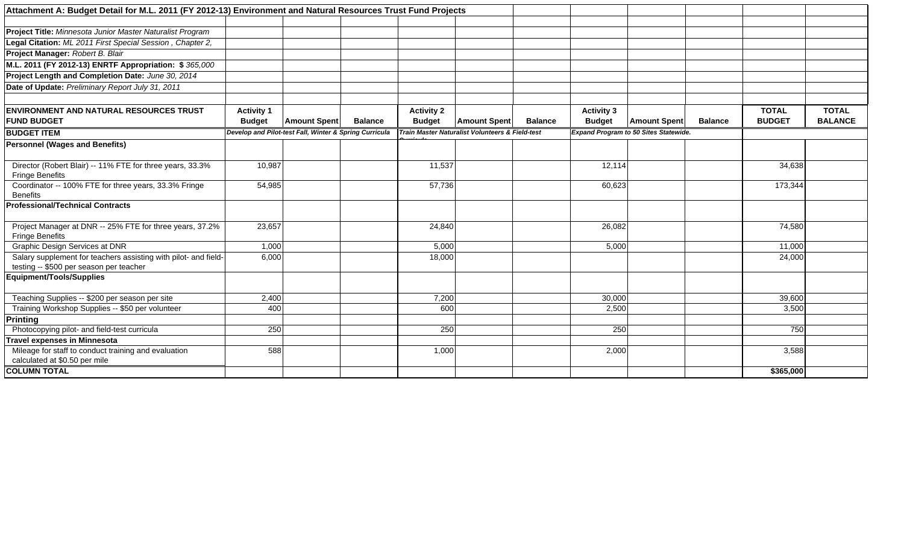**Attachment A: Budget Detail for M.L. 2011 (FY 2012-13) Environment and Natural Resources Trust Fund Projects**

**Project Title:** *Minnesota Junior Master Naturalist Program*
**Legal Citation:** *ML 2011 First Special Session , Chapter 2,*
**Project Manager:** *Robert B. Blair*
**M.L. 2011 (FY 2012-13) ENRTF Appropriation: $** *365,000*
**Project Length and Completion Date:** *June 30, 2014*
**Date of Update:** *Preliminary Report July 31, 2011*

| ENVIRONMENT AND NATURAL RESOURCES TRUST FUND BUDGET | Activity 1 Budget | Amount Spent | Balance | Activity 2 Budget | Amount Spent | Balance | Activity 3 Budget | Amount Spent | Balance | TOTAL BUDGET | TOTAL BALANCE |
|---|---|---|---|---|---|---|---|---|---|---|---|
| **BUDGET ITEM** | *Develop and Pilot-test Fall, Winter & Spring Curricula* | | | *Train Master Naturalist Volunteers & Field-test Curricula* | | | *Expand Program to 50 Sites Statewide.* | | | | |
| **Personnel (Wages and Benefits)** | | | | | | | | | | | |
| Director (Robert Blair) -- 11% FTE for three years, 33.3% Fringe Benefits | 10,987 | | | 11,537 | | | 12,114 | | | 34,638 | |
| Coordinator -- 100% FTE for three years, 33.3% Fringe Benefits | 54,985 | | | 57,736 | | | 60,623 | | | 173,344 | |
| **Professional/Technical Contracts** | | | | | | | | | | | |
| Project Manager at DNR -- 25% FTE for three years, 37.2% Fringe Benefits | 23,657 | | | 24,840 | | | 26,082 | | | 74,580 | |
| Graphic Design Services at DNR | 1,000 | | | 5,000 | | | 5,000 | | | 11,000 | |
| Salary supplement for teachers assisting with pilot- and field-testing -- $500 per season per teacher | 6,000 | | | 18,000 | | | | | | 24,000 | |
| **Equipment/Tools/Supplies** | | | | | | | | | | | |
| Teaching Supplies -- $200 per season per site | 2,400 | | | 7,200 | | | 30,000 | | | 39,600 | |
| Training Workshop Supplies -- $50 per volunteer | 400 | | | 600 | | | 2,500 | | | 3,500 | |
| **Printing** | | | | | | | | | | | |
| Photocopying pilot- and field-test curricula | 250 | | | 250 | | | 250 | | | 750 | |
| **Travel expenses in Minnesota** | | | | | | | | | | | |
| Mileage for staff to conduct training and evaluation calculated at $0.50 per mile | 588 | | | 1,000 | | | 2,000 | | | 3,588 | |
| **COLUMN TOTAL** | | | | | | | | | | **$365,000** | |